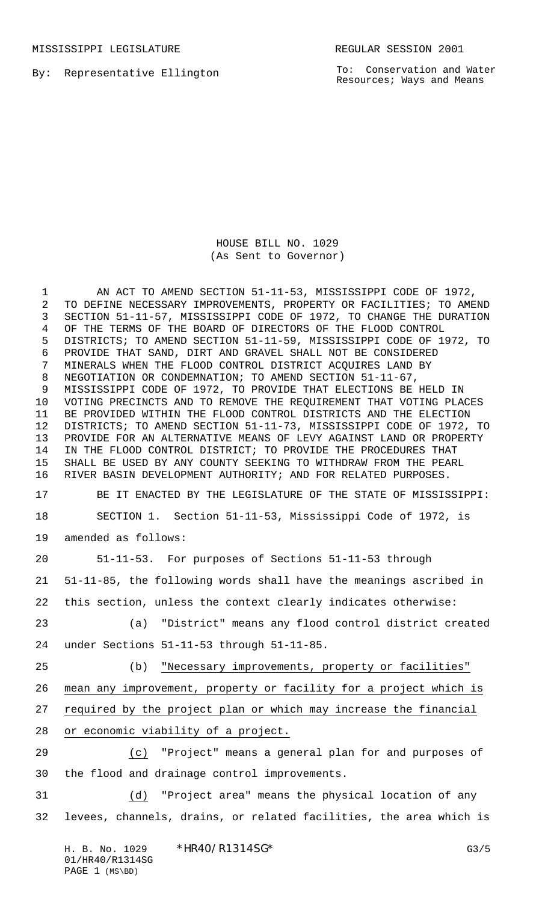MISSISSIPPI LEGISLATURE REGULAR SESSION 2001

By: Representative Ellington

To: Conservation and Water Resources; Ways and Means

# HOUSE BILL NO. 1029
(As Sent to Governor)

AN ACT TO AMEND SECTION 51-11-53, MISSISSIPPI CODE OF 1972, TO DEFINE NECESSARY IMPROVEMENTS, PROPERTY OR FACILITIES; TO AMEND SECTION 51-11-57, MISSISSIPPI CODE OF 1972, TO CHANGE THE DURATION OF THE TERMS OF THE BOARD OF DIRECTORS OF THE FLOOD CONTROL DISTRICTS; TO AMEND SECTION 51-11-59, MISSISSIPPI CODE OF 1972, TO PROVIDE THAT SAND, DIRT AND GRAVEL SHALL NOT BE CONSIDERED MINERALS WHEN THE FLOOD CONTROL DISTRICT ACQUIRES LAND BY NEGOTIATION OR CONDEMNATION; TO AMEND SECTION 51-11-67, MISSISSIPPI CODE OF 1972, TO PROVIDE THAT ELECTIONS BE HELD IN VOTING PRECINCTS AND TO REMOVE THE REQUIREMENT THAT VOTING PLACES BE PROVIDED WITHIN THE FLOOD CONTROL DISTRICTS AND THE ELECTION DISTRICTS; TO AMEND SECTION 51-11-73, MISSISSIPPI CODE OF 1972, TO PROVIDE FOR AN ALTERNATIVE MEANS OF LEVY AGAINST LAND OR PROPERTY IN THE FLOOD CONTROL DISTRICT; TO PROVIDE THE PROCEDURES THAT SHALL BE USED BY ANY COUNTY SEEKING TO WITHDRAW FROM THE PEARL RIVER BASIN DEVELOPMENT AUTHORITY; AND FOR RELATED PURPOSES.

BE IT ENACTED BY THE LEGISLATURE OF THE STATE OF MISSISSIPPI:

SECTION 1. Section 51-11-53, Mississippi Code of 1972, is amended as follows:

51-11-53. For purposes of Sections 51-11-53 through 51-11-85, the following words shall have the meanings ascribed in this section, unless the context clearly indicates otherwise:

(a) "District" means any flood control district created under Sections 51-11-53 through 51-11-85.

(b) <u>"Necessary improvements, property or facilities" mean any improvement, property or facility for a project which is required by the project plan or which may increase the financial or economic viability of a project.</u>

<u>(c)</u> "Project" means a general plan for and purposes of the flood and drainage control improvements.

<u>(d)</u> "Project area" means the physical location of any levees, channels, drains, or related facilities, the area which is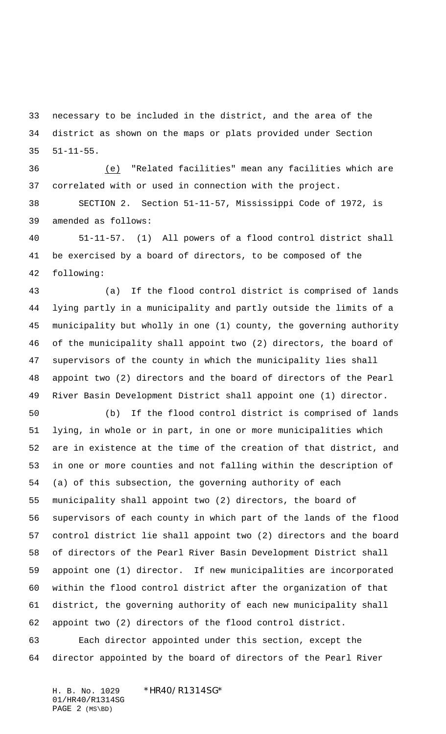necessary to be included in the district, and the area of the district as shown on the maps or plats provided under Section 51-11-55.

(e) "Related facilities" mean any facilities which are correlated with or used in connection with the project.

SECTION 2. Section 51-11-57, Mississippi Code of 1972, is amended as follows:

51-11-57. (1) All powers of a flood control district shall be exercised by a board of directors, to be composed of the following:

(a) If the flood control district is comprised of lands lying partly in a municipality and partly outside the limits of a municipality but wholly in one (1) county, the governing authority of the municipality shall appoint two (2) directors, the board of supervisors of the county in which the municipality lies shall appoint two (2) directors and the board of directors of the Pearl River Basin Development District shall appoint one (1) director.

(b) If the flood control district is comprised of lands lying, in whole or in part, in one or more municipalities which are in existence at the time of the creation of that district, and in one or more counties and not falling within the description of (a) of this subsection, the governing authority of each municipality shall appoint two (2) directors, the board of supervisors of each county in which part of the lands of the flood control district lie shall appoint two (2) directors and the board of directors of the Pearl River Basin Development District shall appoint one (1) director. If new municipalities are incorporated within the flood control district after the organization of that district, the governing authority of each new municipality shall appoint two (2) directors of the flood control district.

Each director appointed under this section, except the director appointed by the board of directors of the Pearl River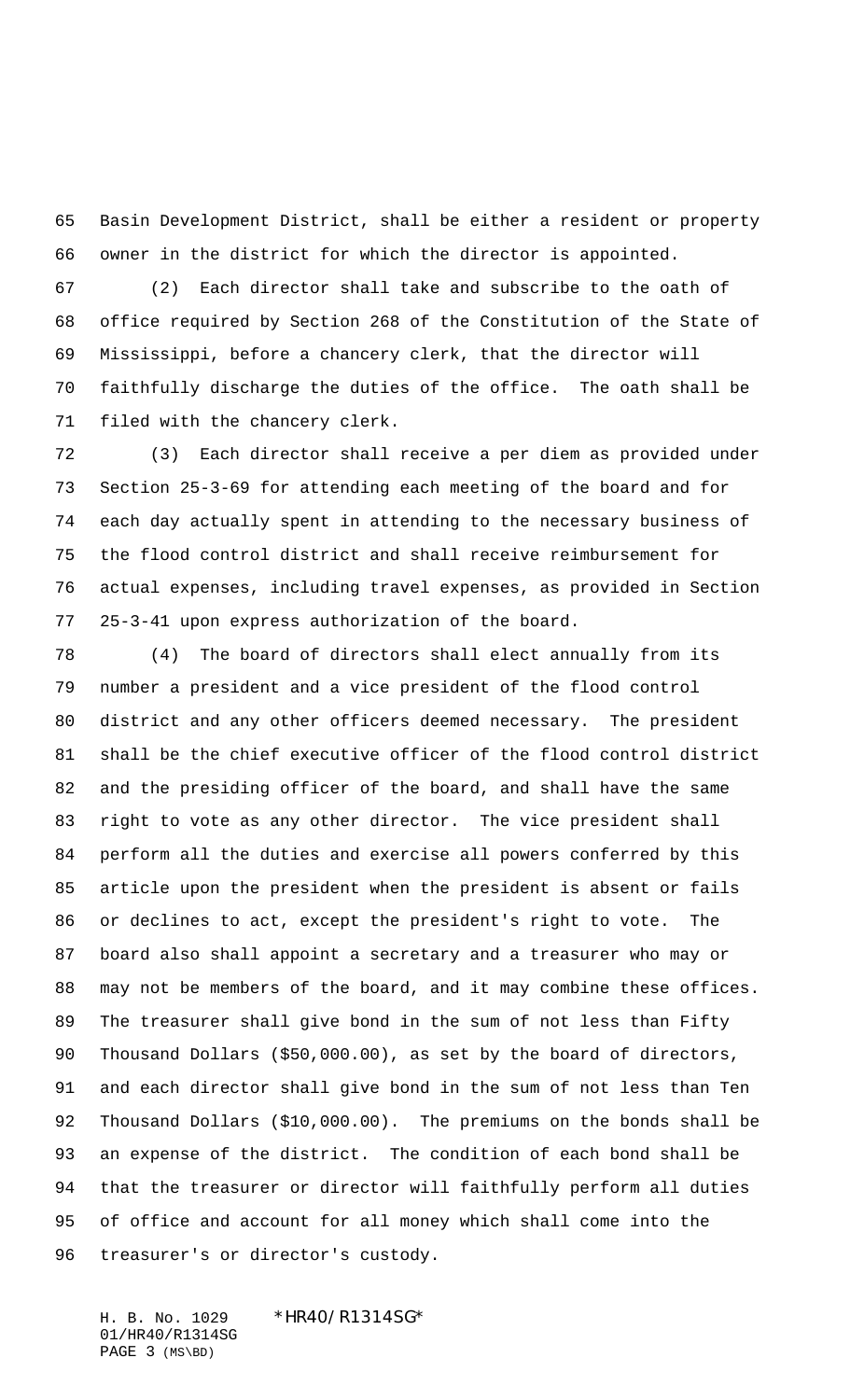Basin Development District, shall be either a resident or property owner in the district for which the director is appointed.

(2) Each director shall take and subscribe to the oath of office required by Section 268 of the Constitution of the State of Mississippi, before a chancery clerk, that the director will faithfully discharge the duties of the office. The oath shall be filed with the chancery clerk.

(3) Each director shall receive a per diem as provided under Section 25-3-69 for attending each meeting of the board and for each day actually spent in attending to the necessary business of the flood control district and shall receive reimbursement for actual expenses, including travel expenses, as provided in Section 25-3-41 upon express authorization of the board.

(4) The board of directors shall elect annually from its number a president and a vice president of the flood control district and any other officers deemed necessary. The president shall be the chief executive officer of the flood control district and the presiding officer of the board, and shall have the same right to vote as any other director. The vice president shall perform all the duties and exercise all powers conferred by this article upon the president when the president is absent or fails or declines to act, except the president's right to vote. The board also shall appoint a secretary and a treasurer who may or may not be members of the board, and it may combine these offices. The treasurer shall give bond in the sum of not less than Fifty Thousand Dollars ($50,000.00), as set by the board of directors, and each director shall give bond in the sum of not less than Ten Thousand Dollars ($10,000.00). The premiums on the bonds shall be an expense of the district. The condition of each bond shall be that the treasurer or director will faithfully perform all duties of office and account for all money which shall come into the treasurer's or director's custody.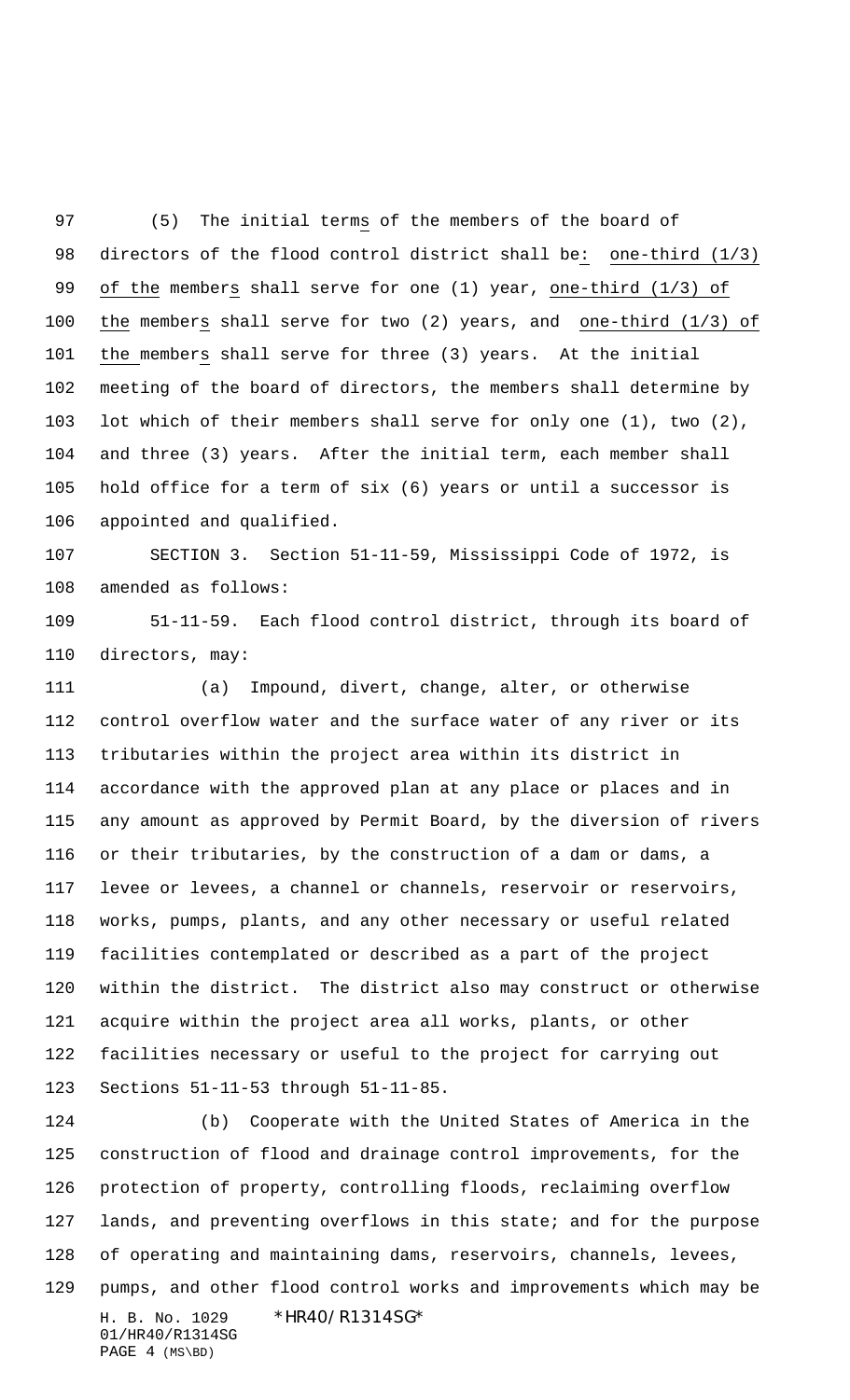(5) The initial terms of the members of the board of directors of the flood control district shall be: one-third (1/3) of the members shall serve for one (1) year, one-third (1/3) of the members shall serve for two (2) years, and one-third (1/3) of the members shall serve for three (3) years. At the initial meeting of the board of directors, the members shall determine by lot which of their members shall serve for only one (1), two (2), and three (3) years. After the initial term, each member shall hold office for a term of six (6) years or until a successor is appointed and qualified.

SECTION 3. Section 51-11-59, Mississippi Code of 1972, is amended as follows:

51-11-59. Each flood control district, through its board of directors, may:

(a) Impound, divert, change, alter, or otherwise control overflow water and the surface water of any river or its tributaries within the project area within its district in accordance with the approved plan at any place or places and in any amount as approved by Permit Board, by the diversion of rivers or their tributaries, by the construction of a dam or dams, a levee or levees, a channel or channels, reservoir or reservoirs, works, pumps, plants, and any other necessary or useful related facilities contemplated or described as a part of the project within the district. The district also may construct or otherwise acquire within the project area all works, plants, or other facilities necessary or useful to the project for carrying out Sections 51-11-53 through 51-11-85.

(b) Cooperate with the United States of America in the construction of flood and drainage control improvements, for the protection of property, controlling floods, reclaiming overflow lands, and preventing overflows in this state; and for the purpose of operating and maintaining dams, reservoirs, channels, levees, pumps, and other flood control works and improvements which may be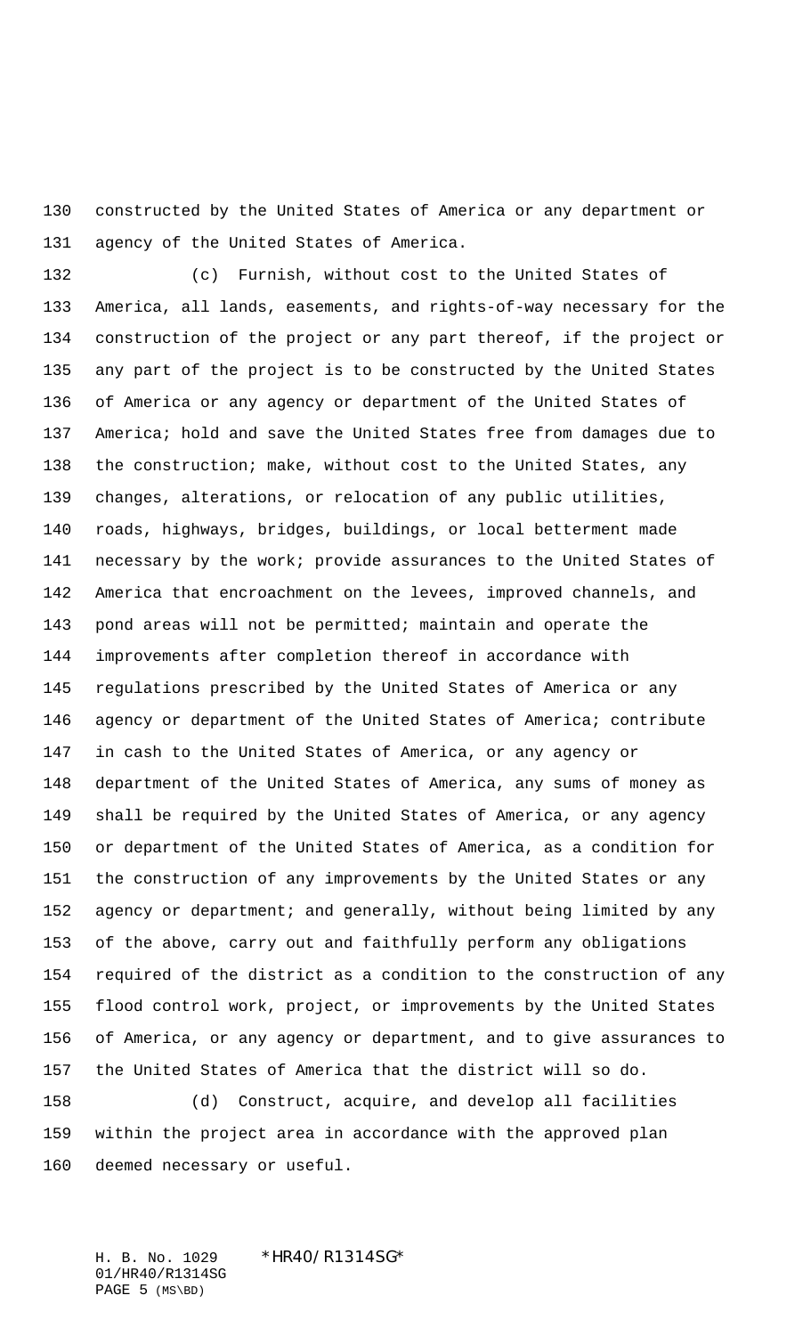constructed by the United States of America or any department or agency of the United States of America.

(c) Furnish, without cost to the United States of America, all lands, easements, and rights-of-way necessary for the construction of the project or any part thereof, if the project or any part of the project is to be constructed by the United States of America or any agency or department of the United States of America; hold and save the United States free from damages due to the construction; make, without cost to the United States, any changes, alterations, or relocation of any public utilities, roads, highways, bridges, buildings, or local betterment made necessary by the work; provide assurances to the United States of America that encroachment on the levees, improved channels, and pond areas will not be permitted; maintain and operate the improvements after completion thereof in accordance with regulations prescribed by the United States of America or any agency or department of the United States of America; contribute in cash to the United States of America, or any agency or department of the United States of America, any sums of money as shall be required by the United States of America, or any agency or department of the United States of America, as a condition for the construction of any improvements by the United States or any agency or department; and generally, without being limited by any of the above, carry out and faithfully perform any obligations required of the district as a condition to the construction of any flood control work, project, or improvements by the United States of America, or any agency or department, and to give assurances to the United States of America that the district will so do.

(d) Construct, acquire, and develop all facilities within the project area in accordance with the approved plan deemed necessary or useful.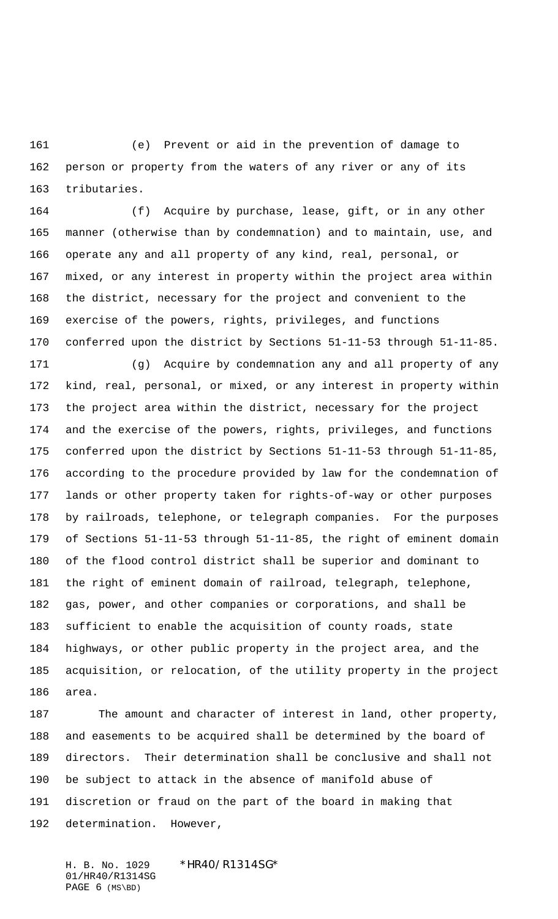(e) Prevent or aid in the prevention of damage to person or property from the waters of any river or any of its tributaries.

(f) Acquire by purchase, lease, gift, or in any other manner (otherwise than by condemnation) and to maintain, use, and operate any and all property of any kind, real, personal, or mixed, or any interest in property within the project area within the district, necessary for the project and convenient to the exercise of the powers, rights, privileges, and functions conferred upon the district by Sections 51-11-53 through 51-11-85.

(g) Acquire by condemnation any and all property of any kind, real, personal, or mixed, or any interest in property within the project area within the district, necessary for the project and the exercise of the powers, rights, privileges, and functions conferred upon the district by Sections 51-11-53 through 51-11-85, according to the procedure provided by law for the condemnation of lands or other property taken for rights-of-way or other purposes by railroads, telephone, or telegraph companies. For the purposes of Sections 51-11-53 through 51-11-85, the right of eminent domain of the flood control district shall be superior and dominant to the right of eminent domain of railroad, telegraph, telephone, gas, power, and other companies or corporations, and shall be sufficient to enable the acquisition of county roads, state highways, or other public property in the project area, and the acquisition, or relocation, of the utility property in the project area.

The amount and character of interest in land, other property, and easements to be acquired shall be determined by the board of directors. Their determination shall be conclusive and shall not be subject to attack in the absence of manifold abuse of discretion or fraud on the part of the board in making that determination. However,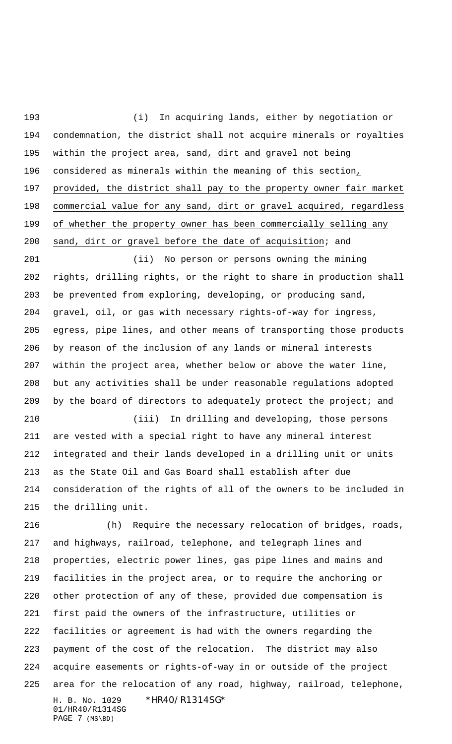(i) In acquiring lands, either by negotiation or condemnation, the district shall not acquire minerals or royalties within the project area, sand, dirt and gravel not being considered as minerals within the meaning of this section, provided, the district shall pay to the property owner fair market commercial value for any sand, dirt or gravel acquired, regardless of whether the property owner has been commercially selling any sand, dirt or gravel before the date of acquisition; and

(ii) No person or persons owning the mining rights, drilling rights, or the right to share in production shall be prevented from exploring, developing, or producing sand, gravel, oil, or gas with necessary rights-of-way for ingress, egress, pipe lines, and other means of transporting those products by reason of the inclusion of any lands or mineral interests within the project area, whether below or above the water line, but any activities shall be under reasonable regulations adopted by the board of directors to adequately protect the project; and

(iii) In drilling and developing, those persons are vested with a special right to have any mineral interest integrated and their lands developed in a drilling unit or units as the State Oil and Gas Board shall establish after due consideration of the rights of all of the owners to be included in the drilling unit.

(h) Require the necessary relocation of bridges, roads, and highways, railroad, telephone, and telegraph lines and properties, electric power lines, gas pipe lines and mains and facilities in the project area, or to require the anchoring or other protection of any of these, provided due compensation is first paid the owners of the infrastructure, utilities or facilities or agreement is had with the owners regarding the payment of the cost of the relocation. The district may also acquire easements or rights-of-way in or outside of the project area for the relocation of any road, highway, railroad, telephone,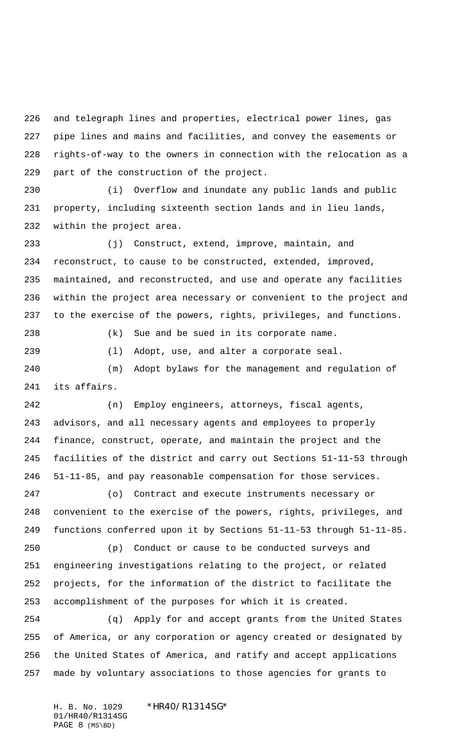and telegraph lines and properties, electrical power lines, gas pipe lines and mains and facilities, and convey the easements or rights-of-way to the owners in connection with the relocation as a part of the construction of the project.

(i) Overflow and inundate any public lands and public property, including sixteenth section lands and in lieu lands, within the project area.

(j) Construct, extend, improve, maintain, and reconstruct, to cause to be constructed, extended, improved, maintained, and reconstructed, and use and operate any facilities within the project area necessary or convenient to the project and to the exercise of the powers, rights, privileges, and functions.

(k) Sue and be sued in its corporate name.

(l) Adopt, use, and alter a corporate seal.

(m) Adopt bylaws for the management and regulation of its affairs.

(n) Employ engineers, attorneys, fiscal agents, advisors, and all necessary agents and employees to properly finance, construct, operate, and maintain the project and the facilities of the district and carry out Sections 51-11-53 through 51-11-85, and pay reasonable compensation for those services.

(o) Contract and execute instruments necessary or convenient to the exercise of the powers, rights, privileges, and functions conferred upon it by Sections 51-11-53 through 51-11-85.

(p) Conduct or cause to be conducted surveys and engineering investigations relating to the project, or related projects, for the information of the district to facilitate the accomplishment of the purposes for which it is created.

(q) Apply for and accept grants from the United States of America, or any corporation or agency created or designated by the United States of America, and ratify and accept applications made by voluntary associations to those agencies for grants to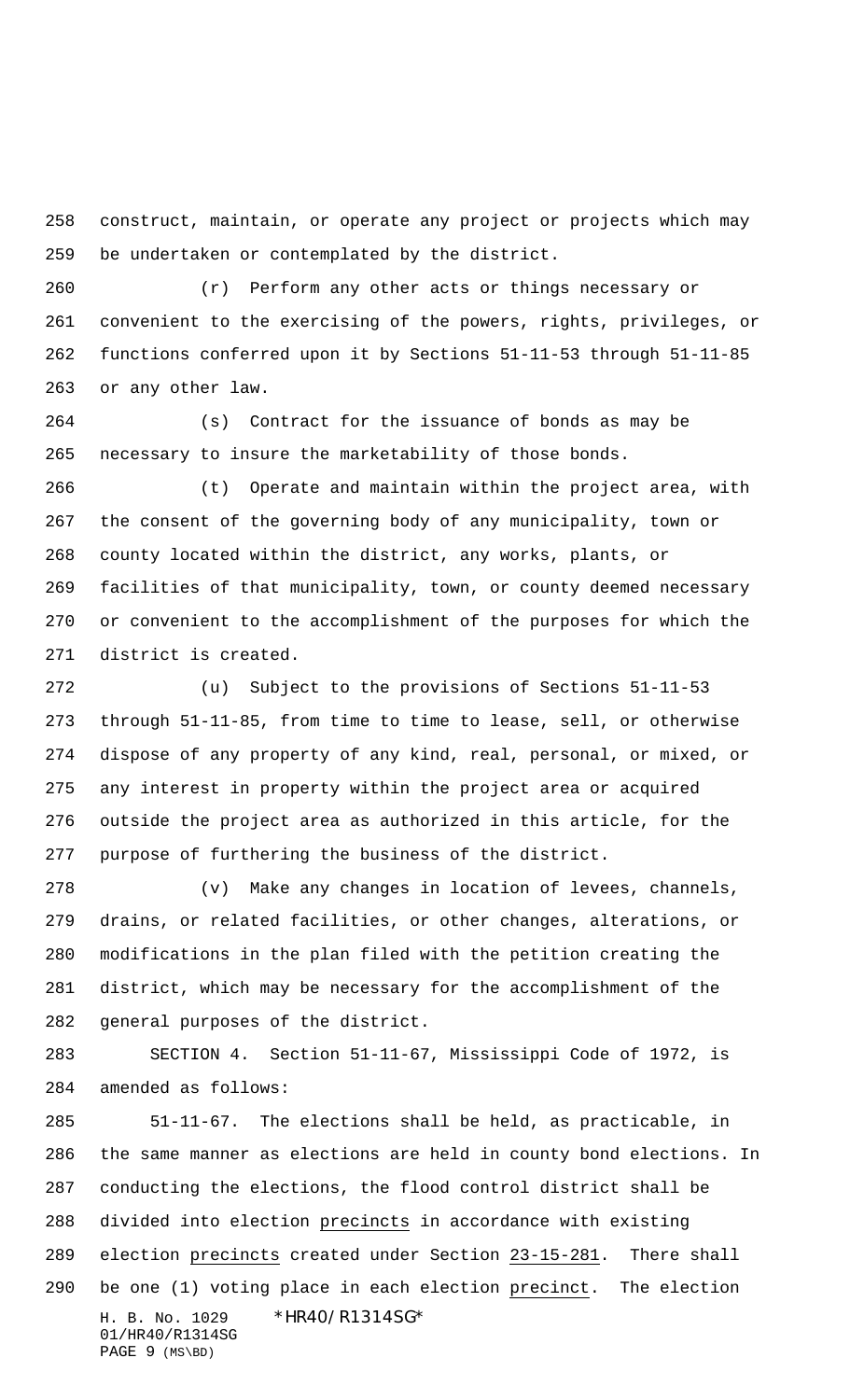construct, maintain, or operate any project or projects which may be undertaken or contemplated by the district.

(r) Perform any other acts or things necessary or convenient to the exercising of the powers, rights, privileges, or functions conferred upon it by Sections 51-11-53 through 51-11-85 or any other law.

(s) Contract for the issuance of bonds as may be necessary to insure the marketability of those bonds.

(t) Operate and maintain within the project area, with the consent of the governing body of any municipality, town or county located within the district, any works, plants, or facilities of that municipality, town, or county deemed necessary or convenient to the accomplishment of the purposes for which the district is created.

(u) Subject to the provisions of Sections 51-11-53 through 51-11-85, from time to time to lease, sell, or otherwise dispose of any property of any kind, real, personal, or mixed, or any interest in property within the project area or acquired outside the project area as authorized in this article, for the purpose of furthering the business of the district.

(v) Make any changes in location of levees, channels, drains, or related facilities, or other changes, alterations, or modifications in the plan filed with the petition creating the district, which may be necessary for the accomplishment of the general purposes of the district.

SECTION 4. Section 51-11-67, Mississippi Code of 1972, is amended as follows:

51-11-67. The elections shall be held, as practicable, in the same manner as elections are held in county bond elections. In conducting the elections, the flood control district shall be divided into election precincts in accordance with existing election precincts created under Section 23-15-281. There shall be one (1) voting place in each election precinct. The election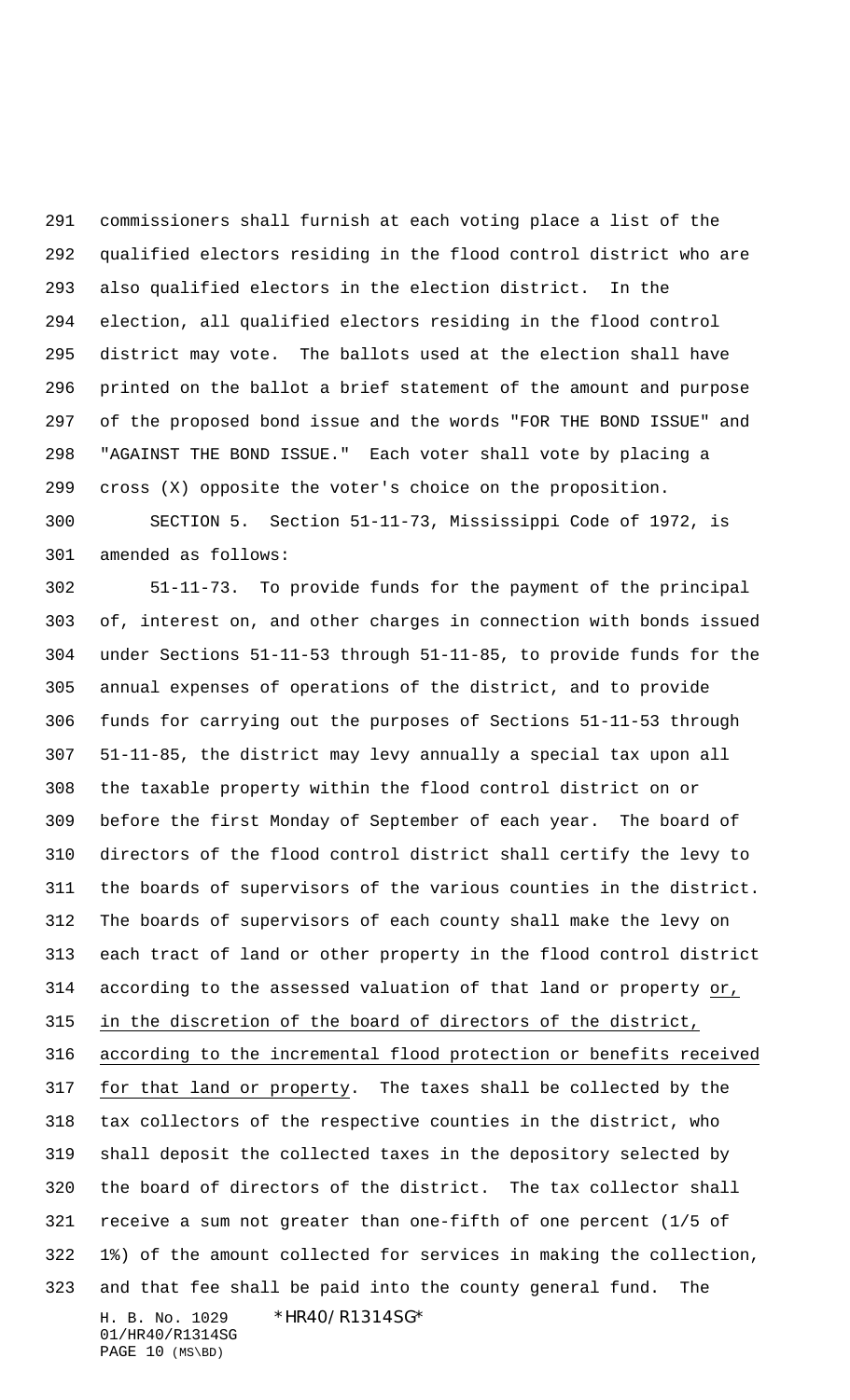commissioners shall furnish at each voting place a list of the qualified electors residing in the flood control district who are also qualified electors in the election district. In the election, all qualified electors residing in the flood control district may vote. The ballots used at the election shall have printed on the ballot a brief statement of the amount and purpose of the proposed bond issue and the words "FOR THE BOND ISSUE" and "AGAINST THE BOND ISSUE." Each voter shall vote by placing a cross (X) opposite the voter's choice on the proposition.

SECTION 5. Section 51-11-73, Mississippi Code of 1972, is amended as follows:

51-11-73. To provide funds for the payment of the principal of, interest on, and other charges in connection with bonds issued under Sections 51-11-53 through 51-11-85, to provide funds for the annual expenses of operations of the district, and to provide funds for carrying out the purposes of Sections 51-11-53 through 51-11-85, the district may levy annually a special tax upon all the taxable property within the flood control district on or before the first Monday of September of each year. The board of directors of the flood control district shall certify the levy to the boards of supervisors of the various counties in the district. The boards of supervisors of each county shall make the levy on each tract of land or other property in the flood control district according to the assessed valuation of that land or property <u>or, in the discretion of the board of directors of the district, according to the incremental flood protection or benefits received for that land or property</u>. The taxes shall be collected by the tax collectors of the respective counties in the district, who shall deposit the collected taxes in the depository selected by the board of directors of the district. The tax collector shall receive a sum not greater than one-fifth of one percent (1/5 of 1%) of the amount collected for services in making the collection, and that fee shall be paid into the county general fund. The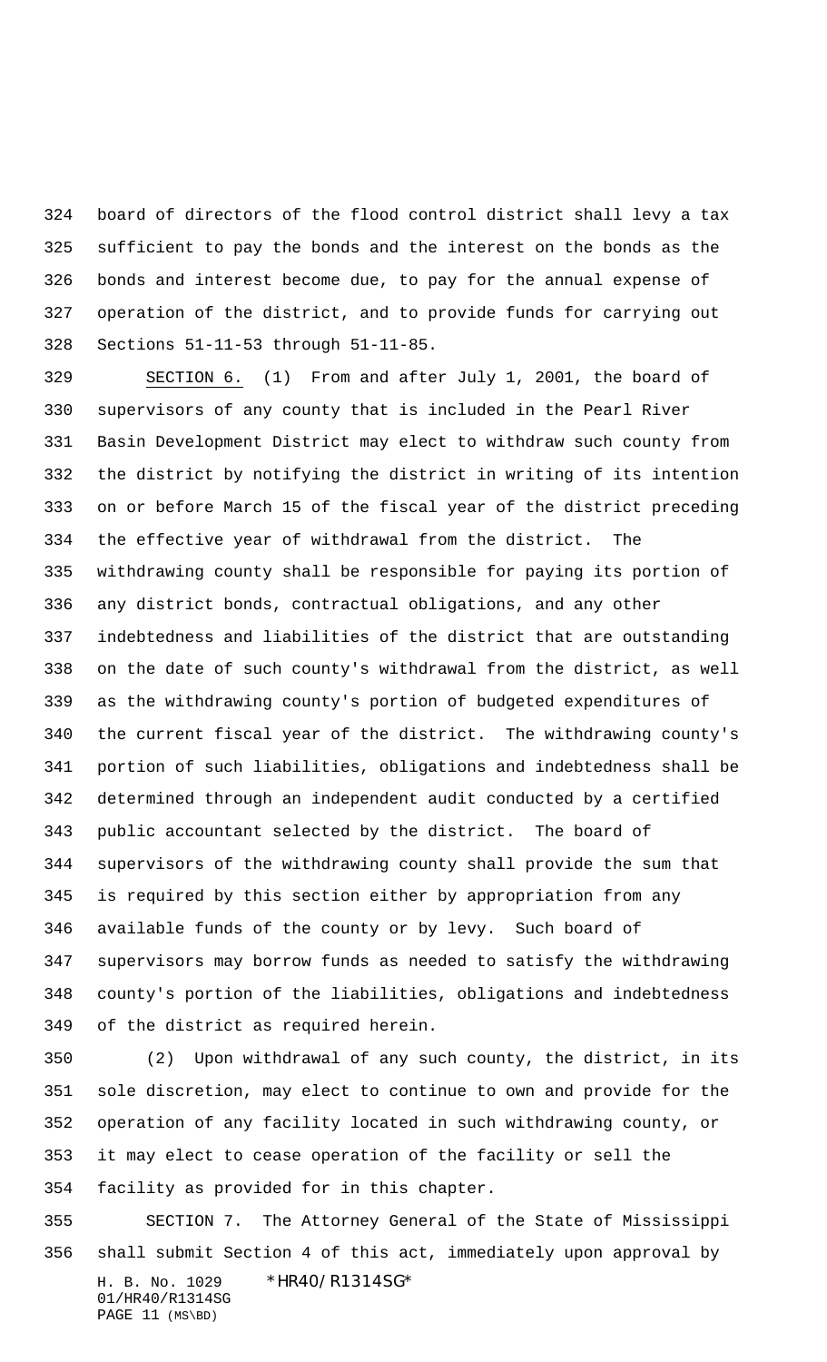board of directors of the flood control district shall levy a tax sufficient to pay the bonds and the interest on the bonds as the bonds and interest become due, to pay for the annual expense of operation of the district, and to provide funds for carrying out Sections 51-11-53 through 51-11-85.

SECTION 6. (1) From and after July 1, 2001, the board of supervisors of any county that is included in the Pearl River Basin Development District may elect to withdraw such county from the district by notifying the district in writing of its intention on or before March 15 of the fiscal year of the district preceding the effective year of withdrawal from the district. The withdrawing county shall be responsible for paying its portion of any district bonds, contractual obligations, and any other indebtedness and liabilities of the district that are outstanding on the date of such county's withdrawal from the district, as well as the withdrawing county's portion of budgeted expenditures of the current fiscal year of the district. The withdrawing county's portion of such liabilities, obligations and indebtedness shall be determined through an independent audit conducted by a certified public accountant selected by the district. The board of supervisors of the withdrawing county shall provide the sum that is required by this section either by appropriation from any available funds of the county or by levy. Such board of supervisors may borrow funds as needed to satisfy the withdrawing county's portion of the liabilities, obligations and indebtedness of the district as required herein.

(2) Upon withdrawal of any such county, the district, in its sole discretion, may elect to continue to own and provide for the operation of any facility located in such withdrawing county, or it may elect to cease operation of the facility or sell the facility as provided for in this chapter.

SECTION 7. The Attorney General of the State of Mississippi shall submit Section 4 of this act, immediately upon approval by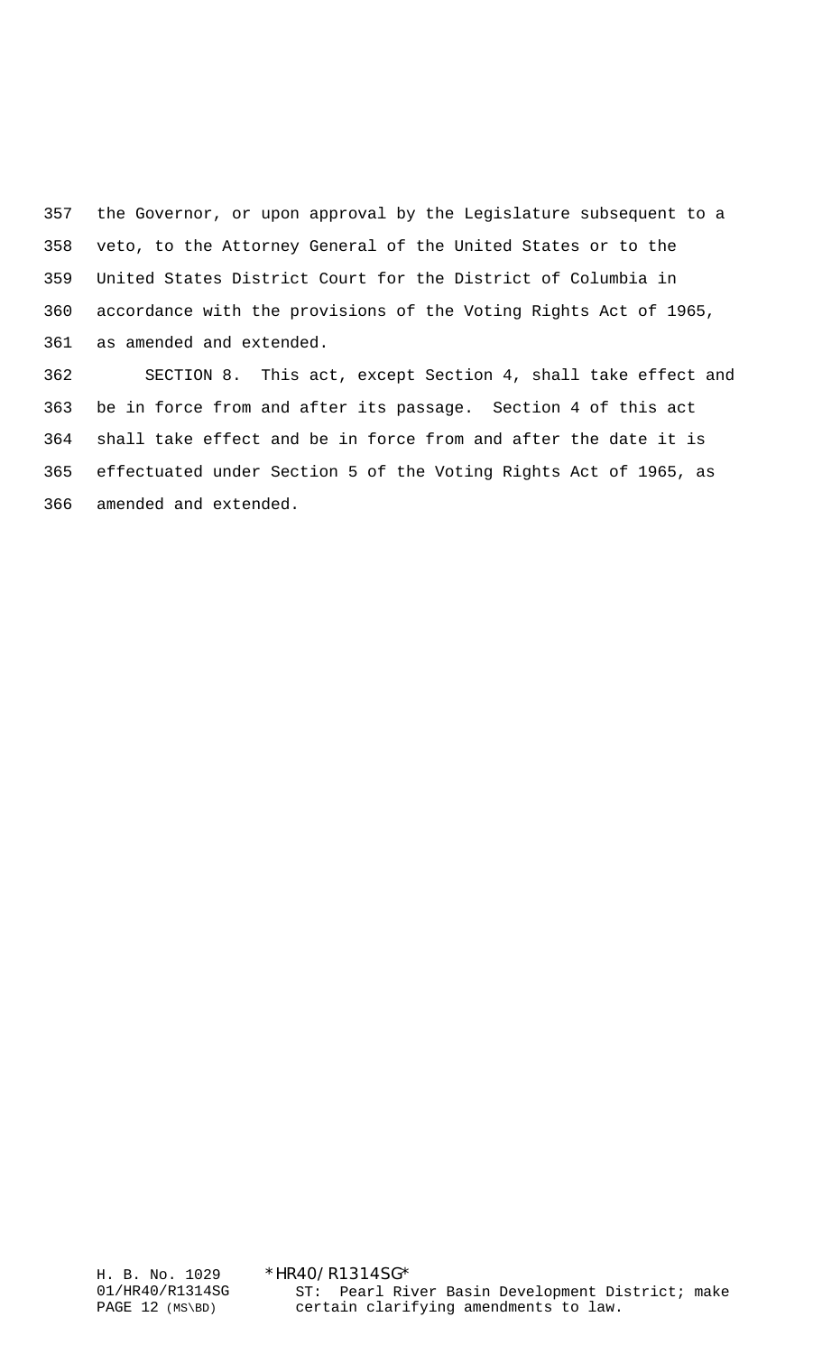the Governor, or upon approval by the Legislature subsequent to a veto, to the Attorney General of the United States or to the United States District Court for the District of Columbia in accordance with the provisions of the Voting Rights Act of 1965, as amended and extended.

SECTION 8. This act, except Section 4, shall take effect and be in force from and after its passage. Section 4 of this act shall take effect and be in force from and after the date it is effectuated under Section 5 of the Voting Rights Act of 1965, as amended and extended.